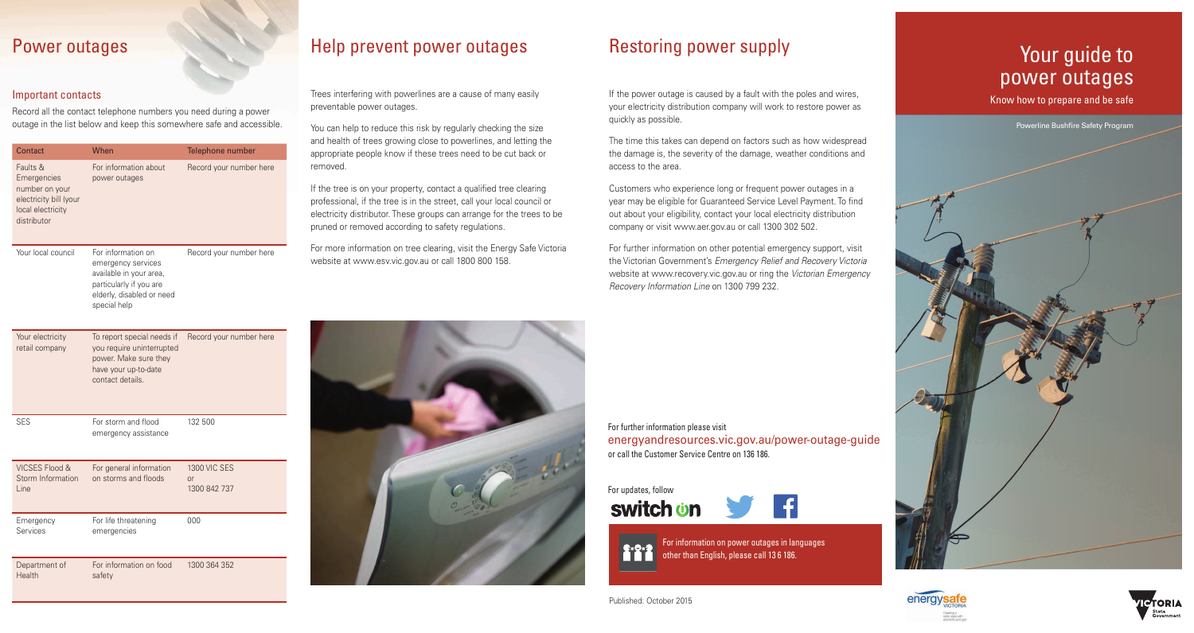# Power outages

## Important contacts

Record all the contact telephone numbers you need during a power outage in the list below and keep this somewhere safe and accessible.

| Contact | When | Telephone number |
|---|---|---|
| Faults & Emergencies number on your electricity bill (your local electricity distributor | For information about power outages | Record your number here |
| Your local council | For information on emergency services available in your area, particularly if you are elderly, disabled or need special help | Record your number here |
| Your electricity retail company | To report special needs if you require uninterrupted power. Make sure they have your up-to-date contact details. | Record your number here |
| SES | For storm and flood emergency assistance | 132 500 |
| VICSES Flood & Storm Information Line | For general information on storms and floods | 1300 VIC SES or 1300 842 737 |
| Emergency Services | For life threatening emergencies | 000 |
| Department of Health | For information on food safety | 1300 364 352 |

# Help prevent power outages

Trees interfering with powerlines are a cause of many easily preventable power outages.

You can help to reduce this risk by regularly checking the size and health of trees growing close to powerlines, and letting the appropriate people know if these trees need to be cut back or removed.

If the tree is on your property, contact a qualified tree clearing professional, if the tree is in the street, call your local council or electricity distributor. These groups can arrange for the trees to be pruned or removed according to safety regulations.

For more information on tree clearing, visit the Energy Safe Victoria website at www.esv.vic.gov.au or call 1800 800 158.

# Restoring power supply

If the power outage is caused by a fault with the poles and wires, your electricity distribution company will work to restore power as quickly as possible.

The time this takes can depend on factors such as how widespread the damage is, the severity of the damage, weather conditions and access to the area.

Customers who experience long or frequent power outages in a year may be eligible for Guaranteed Service Level Payment. To find out about your eligibility, contact your local electricity distribution company or visit www.aer.gov.au or call 1300 302 502.

For further information on other potential emergency support, visit the Victorian Government's *Emergency Relief and Recovery Victoria* website at www.recovery.vic.gov.au or ring the *Victorian Emergency Recovery Information Line* on 1300 799 232.

For further information please visit
energyandresources.vic.gov.au/power-outage-guide
or call the Customer Service Centre on 136 186.

For updates, follow
switch on

For information on power outages in languages other than English, please call 13 6 186.

Published: October 2015

# Your guide to power outages

Know how to prepare and be safe

Powerline Bushfire Safety Program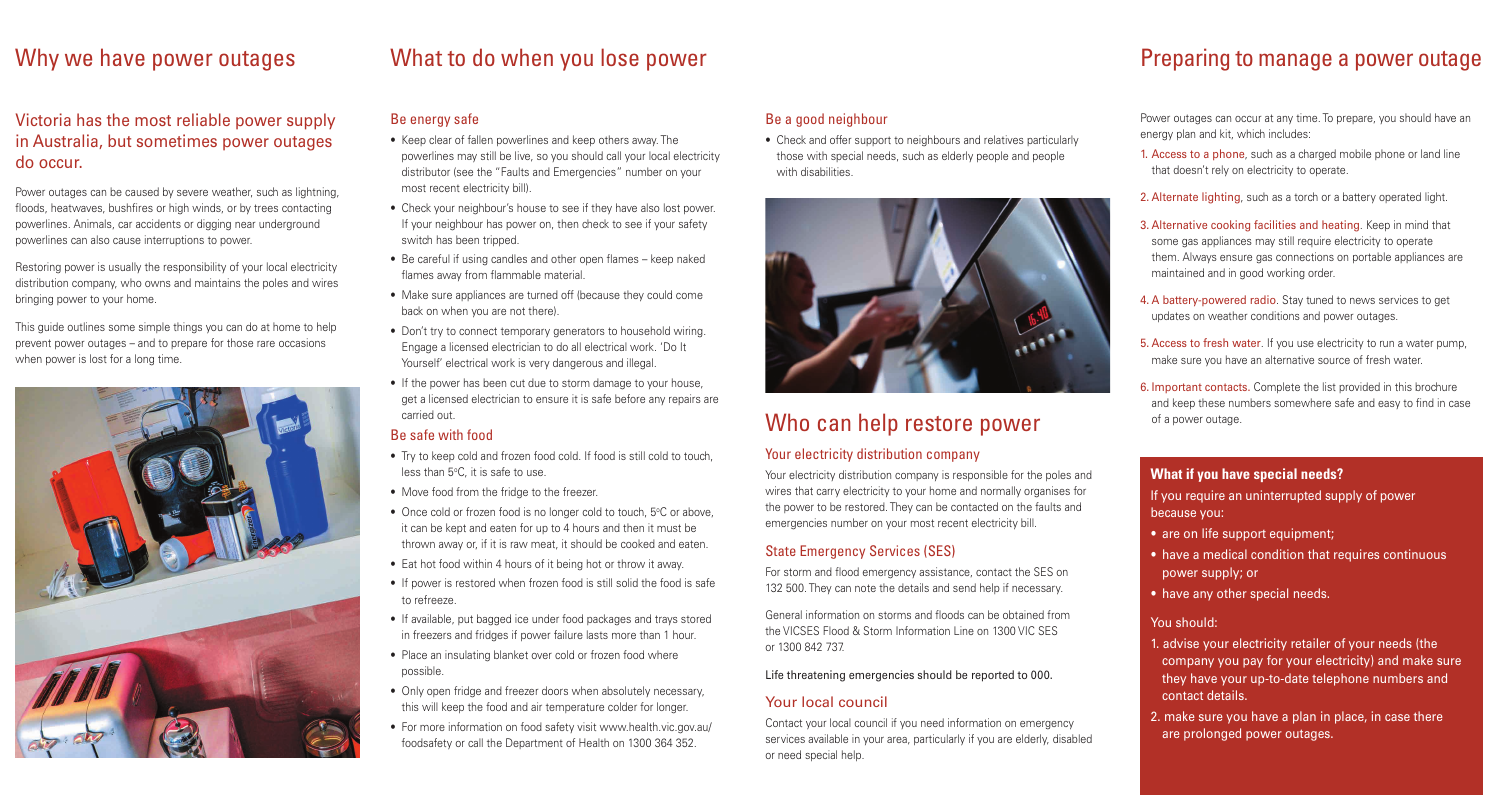# Why we have power outages

## Victoria has the most reliable power supply in Australia, but sometimes power outages do occur.

Power outages can be caused by severe weather, such as lightning, floods, heatwaves, bushfires or high winds, or by trees contacting powerlines. Animals, car accidents or digging near underground powerlines can also cause interruptions to power.

Restoring power is usually the responsibility of your local electricity distribution company, who owns and maintains the poles and wires bringing power to your home.

This guide outlines some simple things you can do at home to help prevent power outages – and to prepare for those rare occasions when power is lost for a long time.

# What to do when you lose power

### Be energy safe

- Keep clear of fallen powerlines and keep others away. The powerlines may still be live, so you should call your local electricity distributor (see the "Faults and Emergencies" number on your most recent electricity bill).
- Check your neighbour's house to see if they have also lost power. If your neighbour has power on, then check to see if your safety switch has been tripped.
- Be careful if using candles and other open flames – keep naked flames away from flammable material.
- Make sure appliances are turned off (because they could come back on when you are not there).
- Don't try to connect temporary generators to household wiring. Engage a licensed electrician to do all electrical work. 'Do It Yourself' electrical work is very dangerous and illegal.
- If the power has been cut due to storm damage to your house, get a licensed electrician to ensure it is safe before any repairs are carried out.

### Be safe with food

- Try to keep cold and frozen food cold. If food is still cold to touch, less than 5°C, it is safe to use.
- Move food from the fridge to the freezer.
- Once cold or frozen food is no longer cold to touch, 5°C or above, it can be kept and eaten for up to 4 hours and then it must be thrown away or, if it is raw meat, it should be cooked and eaten.
- Eat hot food within 4 hours of it being hot or throw it away.
- If power is restored when frozen food is still solid the food is safe to refreeze.
- If available, put bagged ice under food packages and trays stored in freezers and fridges if power failure lasts more than 1 hour.
- Place an insulating blanket over cold or frozen food where possible.
- Only open fridge and freezer doors when absolutely necessary, this will keep the food and air temperature colder for longer.
- For more information on food safety visit www.health.vic.gov.au/foodsafety or call the Department of Health on 1300 364 352.

### Be a good neighbour

- Check and offer support to neighbours and relatives particularly those with special needs, such as elderly people and people with disabilities.

# Who can help restore power

### Your electricity distribution company

Your electricity distribution company is responsible for the poles and wires that carry electricity to your home and normally organises for the power to be restored. They can be contacted on the faults and emergencies number on your most recent electricity bill.

### State Emergency Services (SES)

For storm and flood emergency assistance, contact the SES on 132 500. They can note the details and send help if necessary.

General information on storms and floods can be obtained from the VICSES Flood & Storm Information Line on 1300 VIC SES or 1300 842 737.

Life threatening emergencies should be reported to 000.

### Your local council

Contact your local council if you need information on emergency services available in your area, particularly if you are elderly, disabled or need special help.

# Preparing to manage a power outage

Power outages can occur at any time. To prepare, you should have an energy plan and kit, which includes:

1. Access to a phone, such as a charged mobile phone or land line that doesn't rely on electricity to operate.
2. Alternate lighting, such as a torch or a battery operated light.
3. Alternative cooking facilities and heating. Keep in mind that some gas appliances may still require electricity to operate them. Always ensure gas connections on portable appliances are maintained and in good working order.
4. A battery-powered radio. Stay tuned to news services to get updates on weather conditions and power outages.
5. Access to fresh water. If you use electricity to run a water pump, make sure you have an alternative source of fresh water.
6. Important contacts. Complete the list provided in this brochure and keep these numbers somewhere safe and easy to find in case of a power outage.

### What if you have special needs?

If you require an uninterrupted supply of power because you:

- are on life support equipment;
- have a medical condition that requires continuous power supply; or
- have any other special needs.

You should:

1. advise your electricity retailer of your needs (the company you pay for your electricity) and make sure they have your up-to-date telephone numbers and contact details.
2. make sure you have a plan in place, in case there are prolonged power outages.